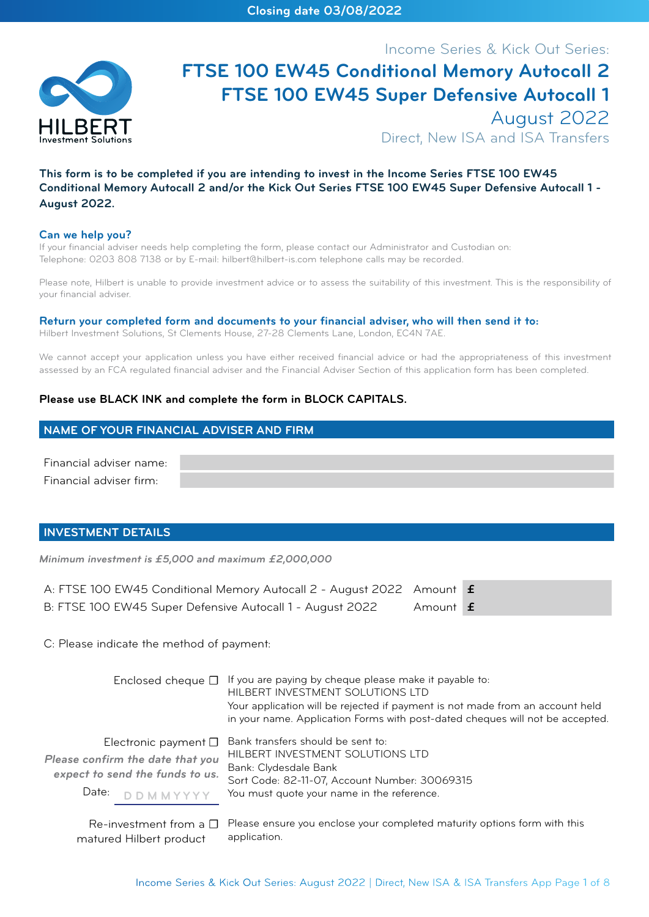Closing date 03/08/2022

HILBERT
Investment Solutions

Income Series & Kick Out Series:

# FTSE 100 EW45 Conditional Memory Autocall 2
# FTSE 100 EW45 Super Defensive Autocall 1

August 2022

Direct, New ISA and ISA Transfers

**This form is to be completed if you are intending to invest in the Income Series FTSE 100 EW45 Conditional Memory Autocall 2 and/or the Kick Out Series FTSE 100 EW45 Super Defensive Autocall 1 - August 2022.**

### Can we help you?

If your financial adviser needs help completing the form, please contact our Administrator and Custodian on:
Telephone: 0203 808 7138 or by E-mail: hilbert@hilbert-is.com telephone calls may be recorded.

Please note, Hilbert is unable to provide investment advice or to assess the suitability of this investment. This is the responsibility of your financial adviser.

### Return your completed form and documents to your financial adviser, who will then send it to:

Hilbert Investment Solutions, St Clements House, 27-28 Clements Lane, London, EC4N 7AE.

We cannot accept your application unless you have either received financial advice or had the appropriateness of this investment assessed by an FCA regulated financial adviser and the Financial Adviser Section of this application form has been completed.

**Please use BLACK INK and complete the form in BLOCK CAPITALS.**

## NAME OF YOUR FINANCIAL ADVISER AND FIRM

Financial adviser name:

Financial adviser firm:

## INVESTMENT DETAILS

*Minimum investment is £5,000 and maximum £2,000,000*

| | | |
|---|---|---|
| A: FTSE 100 EW45 Conditional Memory Autocall 2 - August 2022 | Amount | £ |
| B: FTSE 100 EW45 Super Defensive Autocall 1 - August 2022 | Amount | £ |

C: Please indicate the method of payment:

Enclosed cheque ☐ If you are paying by cheque please make it payable to:
HILBERT INVESTMENT SOLUTIONS LTD
Your application will be rejected if payment is not made from an account held in your name. Application Forms with post-dated cheques will not be accepted.

Electronic payment ☐ Bank transfers should be sent to:
HILBERT INVESTMENT SOLUTIONS LTD
Bank: Clydesdale Bank
Sort Code: 82-11-07, Account Number: 30069315
You must quote your name in the reference.

*Please confirm the date that you expect to send the funds to us.*
Date: D D M M Y Y Y Y

Re-investment from a matured Hilbert product ☐ Please ensure you enclose your completed maturity options form with this application.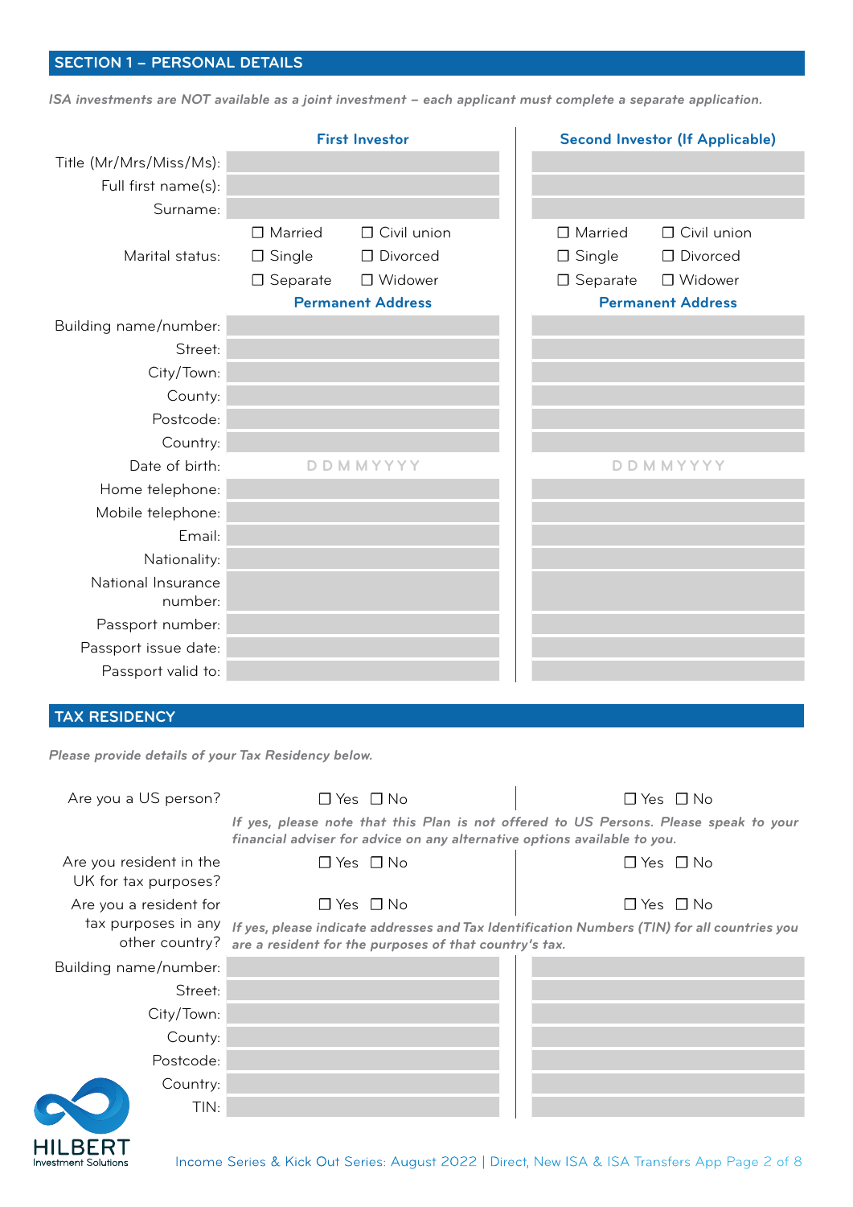## SECTION 1 – PERSONAL DETAILS

*ISA investments are NOT available as a joint investment – each applicant must complete a separate application.*

| | First Investor | Second Investor (If Applicable) |
|---|---|---|
| Title (Mr/Mrs/Miss/Ms): | | |
| Full first name(s): | | |
| Surname: | | |
| Marital status: | ☐ Married ☐ Civil union ☐ Single ☐ Divorced ☐ Separate ☐ Widower | ☐ Married ☐ Civil union ☐ Single ☐ Divorced ☐ Separate ☐ Widower |
| | **Permanent Address** | **Permanent Address** |
| Building name/number: | | |
| Street: | | |
| City/Town: | | |
| County: | | |
| Postcode: | | |
| Country: | | |
| Date of birth: | D D M M Y Y Y Y | D D M M Y Y Y Y |
| Home telephone: | | |
| Mobile telephone: | | |
| Email: | | |
| Nationality: | | |
| National Insurance number: | | |
| Passport number: | | |
| Passport issue date: | | |
| Passport valid to: | | |

## TAX RESIDENCY

*Please provide details of your Tax Residency below.*

| | First Investor | Second Investor (If Applicable) |
|---|---|---|
| Are you a US person? | ☐ Yes ☐ No | ☐ Yes ☐ No |

*If yes, please note that this Plan is not offered to US Persons. Please speak to your financial adviser for advice on any alternative options available to you.*

| | First Investor | Second Investor (If Applicable) |
|---|---|---|
| Are you resident in the UK for tax purposes? | ☐ Yes ☐ No | ☐ Yes ☐ No |
| Are you a resident for tax purposes in any other country? | ☐ Yes ☐ No | ☐ Yes ☐ No |

*If yes, please indicate addresses and Tax Identification Numbers (TIN) for all countries you are a resident for the purposes of that country's tax.*

| | First Investor | Second Investor (If Applicable) |
|---|---|---|
| Building name/number: | | |
| Street: | | |
| City/Town: | | |
| County: | | |
| Postcode: | | |
| Country: | | |
| TIN: | | |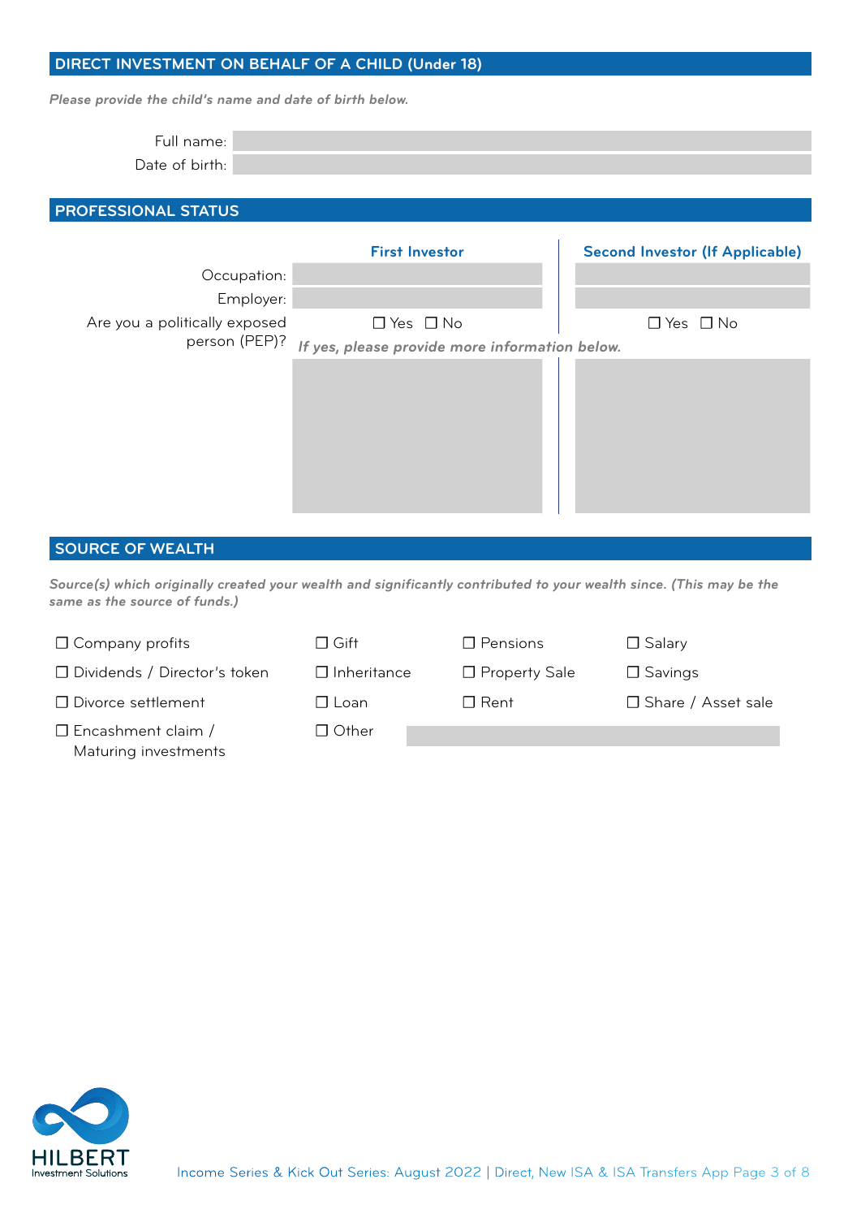## DIRECT INVESTMENT ON BEHALF OF A CHILD (Under 18)

*Please provide the child's name and date of birth below.*

Full name:

Date of birth:

## PROFESSIONAL STATUS

| | First Investor | Second Investor (If Applicable) |
|---|---|---|
| Occupation: | | |
| Employer: | | |
| Are you a politically exposed person (PEP)? | ☐ Yes ☐ No | ☐ Yes ☐ No |

*If yes, please provide more information below.*

## SOURCE OF WEALTH

*Source(s) which originally created your wealth and significantly contributed to your wealth since. (This may be the same as the source of funds.)*

| | | | |
|---|---|---|---|
| ☐ Company profits | ☐ Gift | ☐ Pensions | ☐ Salary |
| ☐ Dividends / Director's token | ☐ Inheritance | ☐ Property Sale | ☐ Savings |
| ☐ Divorce settlement | ☐ Loan | ☐ Rent | ☐ Share / Asset sale |
| ☐ Encashment claim / Maturing investments | ☐ Other | | |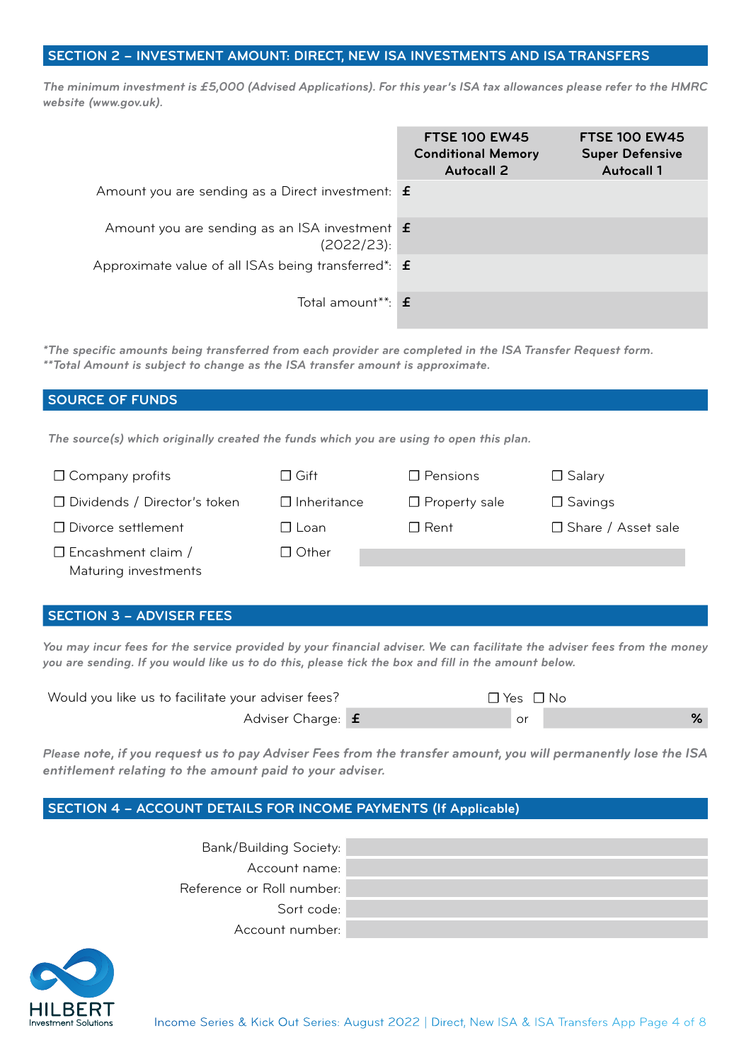## SECTION 2 – INVESTMENT AMOUNT: DIRECT, NEW ISA INVESTMENTS AND ISA TRANSFERS

*The minimum investment is £5,000 (Advised Applications). For this year's ISA tax allowances please refer to the HMRC website (www.gov.uk).*

| | FTSE 100 EW45 Conditional Memory Autocall 2 | FTSE 100 EW45 Super Defensive Autocall 1 |
|---|---|---|
| Amount you are sending as a Direct investment: | £ | |
| Amount you are sending as an ISA investment (2022/23): | £ | |
| Approximate value of all ISAs being transferred*: | £ | |
| Total amount**: | £ | |

*\*The specific amounts being transferred from each provider are completed in the ISA Transfer Request form.*
*\*\*Total Amount is subject to change as the ISA transfer amount is approximate.*

## SOURCE OF FUNDS

*The source(s) which originally created the funds which you are using to open this plan.*

- ☐ Company profits
- ☐ Gift
- ☐ Pensions
- ☐ Salary
- ☐ Dividends / Director's token
- ☐ Inheritance
- ☐ Property sale
- ☐ Savings
- ☐ Divorce settlement
- ☐ Loan
- ☐ Rent
- ☐ Share / Asset sale
- ☐ Encashment claim / Maturing investments
- ☐ Other

## SECTION 3 – ADVISER FEES

*You may incur fees for the service provided by your financial adviser. We can facilitate the adviser fees from the money you are sending. If you would like us to do this, please tick the box and fill in the amount below.*

Would you like us to facilitate your adviser fees? ☐ Yes ☐ No

Adviser Charge: £ ________ or ________ %

***Please note, if you request us to pay Adviser Fees from the transfer amount, you will permanently lose the ISA entitlement relating to the amount paid to your adviser.***

## SECTION 4 – ACCOUNT DETAILS FOR INCOME PAYMENTS (If Applicable)

Bank/Building Society:

Account name:

Reference or Roll number:

Sort code:

Account number:

HILBERT Investment Solutions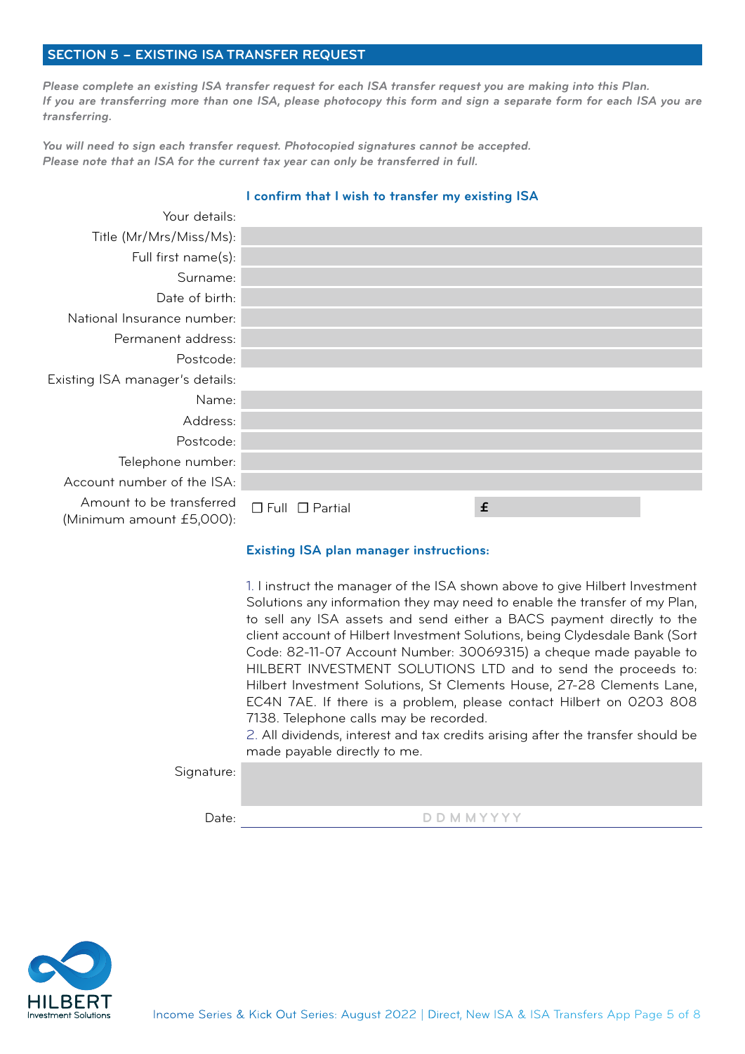## SECTION 5 – EXISTING ISA TRANSFER REQUEST

*Please complete an existing ISA transfer request for each ISA transfer request you are making into this Plan.*
*If you are transferring more than one ISA, please photocopy this form and sign a separate form for each ISA you are transferring.*

*You will need to sign each transfer request. Photocopied signatures cannot be accepted.*
*Please note that an ISA for the current tax year can only be transferred in full.*

**I confirm that I wish to transfer my existing ISA**

| | |
|---|---|
| Your details: | |
| Title (Mr/Mrs/Miss/Ms): | |
| Full first name(s): | |
| Surname: | |
| Date of birth: | |
| National Insurance number: | |
| Permanent address: | |
| Postcode: | |
| Existing ISA manager's details: | |
| Name: | |
| Address: | |
| Postcode: | |
| Telephone number: | |
| Account number of the ISA: | |
| Amount to be transferred (Minimum amount £5,000): | ☐ Full ☐ Partial £ |

**Existing ISA plan manager instructions:**

1. I instruct the manager of the ISA shown above to give Hilbert Investment Solutions any information they may need to enable the transfer of my Plan, to sell any ISA assets and send either a BACS payment directly to the client account of Hilbert Investment Solutions, being Clydesdale Bank (Sort Code: 82-11-07 Account Number: 30069315) a cheque made payable to HILBERT INVESTMENT SOLUTIONS LTD and to send the proceeds to: Hilbert Investment Solutions, St Clements House, 27-28 Clements Lane, EC4N 7AE. If there is a problem, please contact Hilbert on 0203 808 7138. Telephone calls may be recorded.
2. All dividends, interest and tax credits arising after the transfer should be made payable directly to me.

Signature:

Date: D D M M Y Y Y Y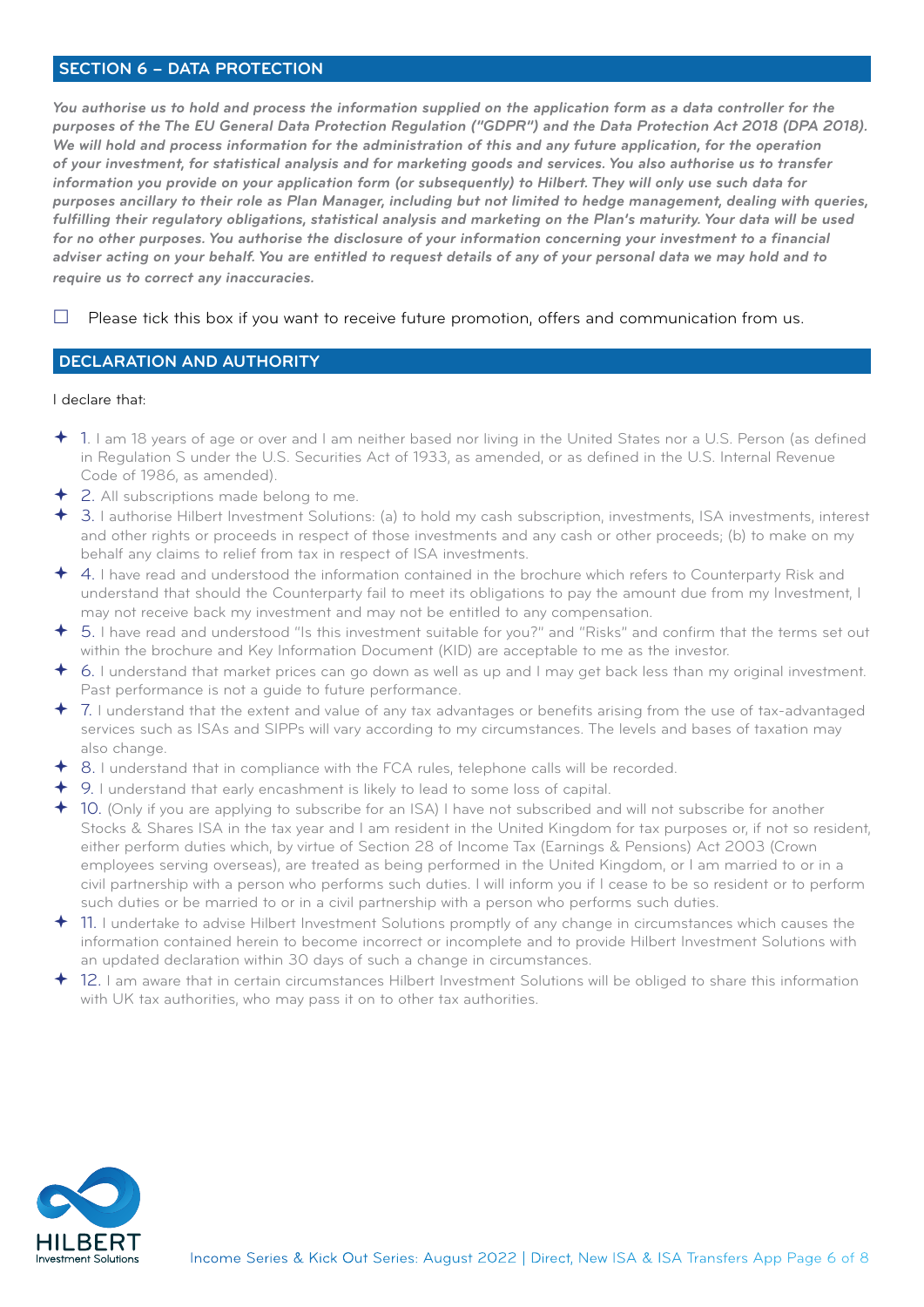## SECTION 6 – DATA PROTECTION

***You authorise us to hold and process the information supplied on the application form as a data controller for the purposes of the The EU General Data Protection Regulation ("GDPR") and the Data Protection Act 2018 (DPA 2018). We will hold and process information for the administration of this and any future application, for the operation of your investment, for statistical analysis and for marketing goods and services. You also authorise us to transfer information you provide on your application form (or subsequently) to Hilbert. They will only use such data for purposes ancillary to their role as Plan Manager, including but not limited to hedge management, dealing with queries, fulfilling their regulatory obligations, statistical analysis and marketing on the Plan's maturity. Your data will be used for no other purposes. You authorise the disclosure of your information concerning your investment to a financial adviser acting on your behalf. You are entitled to request details of any of your personal data we may hold and to require us to correct any inaccuracies.***

☐ Please tick this box if you want to receive future promotion, offers and communication from us.

## DECLARATION AND AUTHORITY

I declare that:

- 1. I am 18 years of age or over and I am neither based nor living in the United States nor a U.S. Person (as defined in Regulation S under the U.S. Securities Act of 1933, as amended, or as defined in the U.S. Internal Revenue Code of 1986, as amended).
- 2. All subscriptions made belong to me.
- 3. I authorise Hilbert Investment Solutions: (a) to hold my cash subscription, investments, ISA investments, interest and other rights or proceeds in respect of those investments and any cash or other proceeds; (b) to make on my behalf any claims to relief from tax in respect of ISA investments.
- 4. I have read and understood the information contained in the brochure which refers to Counterparty Risk and understand that should the Counterparty fail to meet its obligations to pay the amount due from my Investment, I may not receive back my investment and may not be entitled to any compensation.
- 5. I have read and understood "Is this investment suitable for you?" and "Risks" and confirm that the terms set out within the brochure and Key Information Document (KID) are acceptable to me as the investor.
- 6. I understand that market prices can go down as well as up and I may get back less than my original investment. Past performance is not a guide to future performance.
- 7. I understand that the extent and value of any tax advantages or benefits arising from the use of tax-advantaged services such as ISAs and SIPPs will vary according to my circumstances. The levels and bases of taxation may also change.
- 8. I understand that in compliance with the FCA rules, telephone calls will be recorded.
- 9. I understand that early encashment is likely to lead to some loss of capital.
- 10. (Only if you are applying to subscribe for an ISA) I have not subscribed and will not subscribe for another Stocks & Shares ISA in the tax year and I am resident in the United Kingdom for tax purposes or, if not so resident, either perform duties which, by virtue of Section 28 of Income Tax (Earnings & Pensions) Act 2003 (Crown employees serving overseas), are treated as being performed in the United Kingdom, or I am married to or in a civil partnership with a person who performs such duties. I will inform you if I cease to be so resident or to perform such duties or be married to or in a civil partnership with a person who performs such duties.
- 11. I undertake to advise Hilbert Investment Solutions promptly of any change in circumstances which causes the information contained herein to become incorrect or incomplete and to provide Hilbert Investment Solutions with an updated declaration within 30 days of such a change in circumstances.
- 12. I am aware that in certain circumstances Hilbert Investment Solutions will be obliged to share this information with UK tax authorities, who may pass it on to other tax authorities.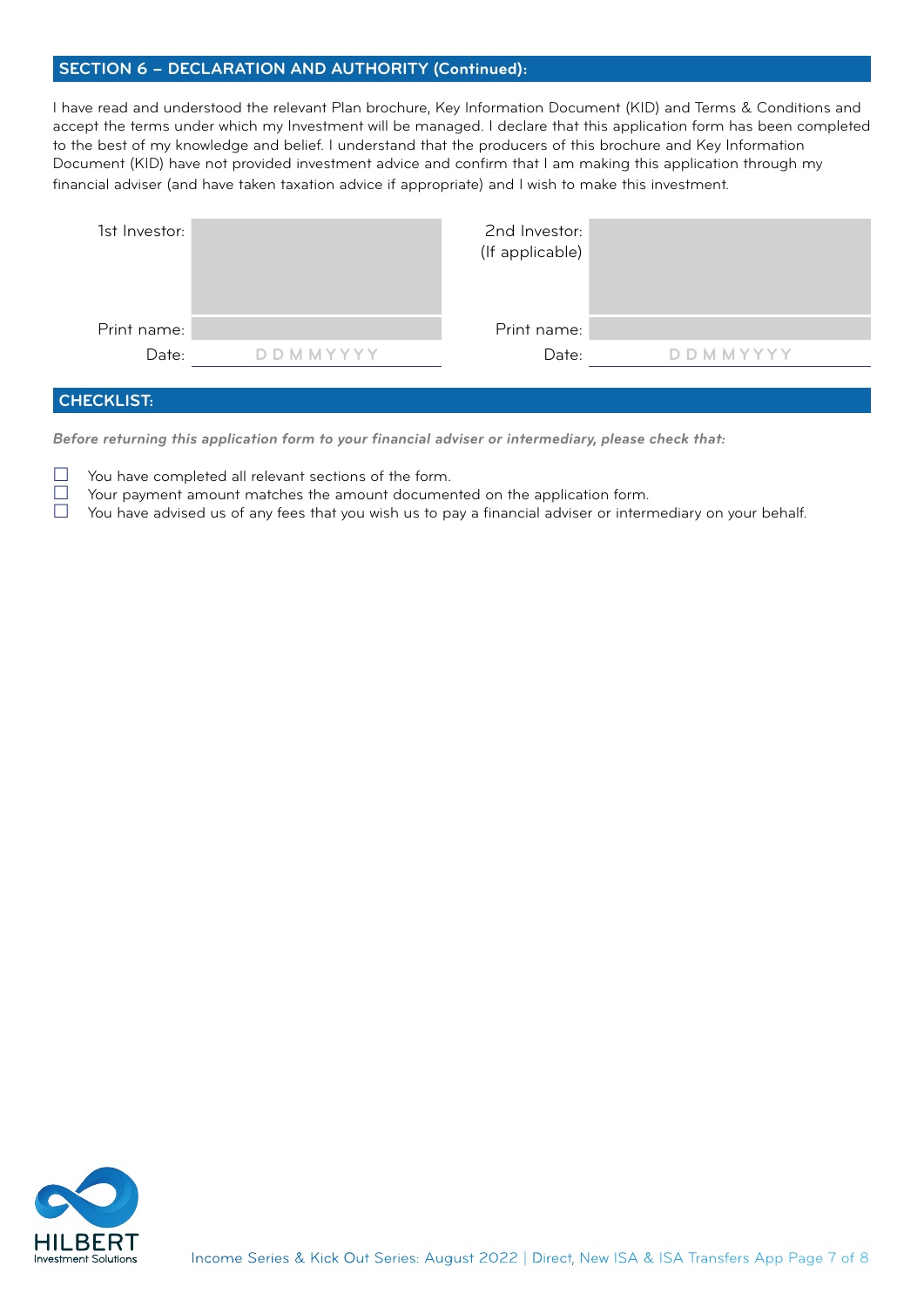## SECTION 6 – DECLARATION AND AUTHORITY (Continued):

I have read and understood the relevant Plan brochure, Key Information Document (KID) and Terms & Conditions and accept the terms under which my Investment will be managed. I declare that this application form has been completed to the best of my knowledge and belief. I understand that the producers of this brochure and Key Information Document (KID) have not provided investment advice and confirm that I am making this application through my financial adviser (and have taken taxation advice if appropriate) and I wish to make this investment.

| | | | |
|---|---|---|---|
| 1st Investor: | | 2nd Investor: (If applicable) | |
| Print name: | | Print name: | |
| Date: | D D M M Y Y Y Y | Date: | D D M M Y Y Y Y |

## CHECKLIST:

***Before returning this application form to your financial adviser or intermediary, please check that:***

- ☐ You have completed all relevant sections of the form.
- ☐ Your payment amount matches the amount documented on the application form.
- ☐ You have advised us of any fees that you wish us to pay a financial adviser or intermediary on your behalf.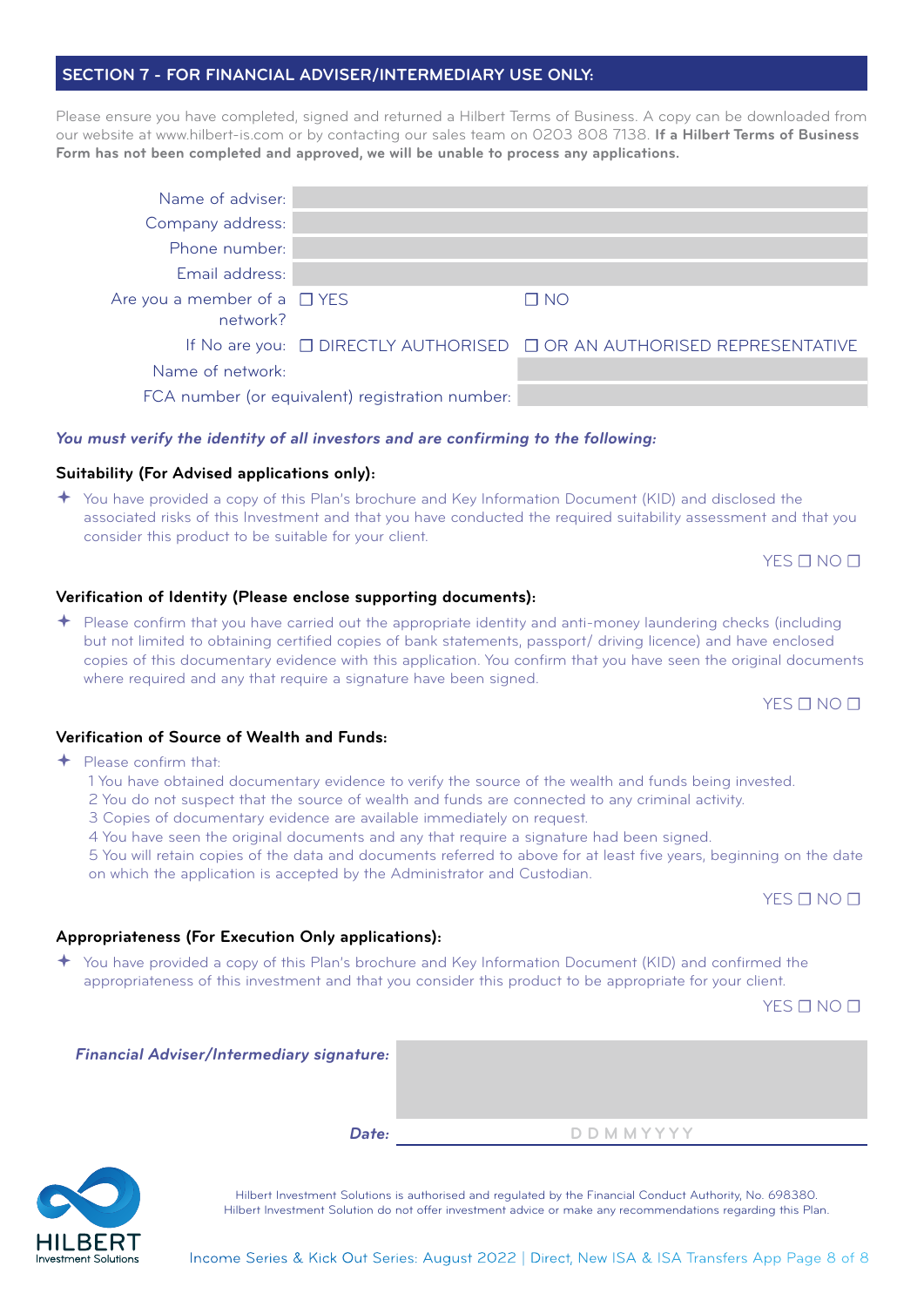## SECTION 7 - FOR FINANCIAL ADVISER/INTERMEDIARY USE ONLY:

Please ensure you have completed, signed and returned a Hilbert Terms of Business. A copy can be downloaded from our website at www.hilbert-is.com or by contacting our sales team on 0203 808 7138. **If a Hilbert Terms of Business Form has not been completed and approved, we will be unable to process any applications.**

| | | |
|---|---|---|
| Name of adviser: | | |
| Company address: | | |
| Phone number: | | |
| Email address: | | |
| Are you a member of a network? | ☐ YES | ☐ NO |
| If No are you: | ☐ DIRECTLY AUTHORISED | ☐ OR AN AUTHORISED REPRESENTATIVE |
| Name of network: | | |
| FCA number (or equivalent) registration number: | | |

***You must verify the identity of all investors and are confirming to the following:***

**Suitability (For Advised applications only):**

✦ You have provided a copy of this Plan's brochure and Key Information Document (KID) and disclosed the associated risks of this Investment and that you have conducted the required suitability assessment and that you consider this product to be suitable for your client.

YES ☐ NO ☐

**Verification of Identity (Please enclose supporting documents):**

✦ Please confirm that you have carried out the appropriate identity and anti-money laundering checks (including but not limited to obtaining certified copies of bank statements, passport/ driving licence) and have enclosed copies of this documentary evidence with this application. You confirm that you have seen the original documents where required and any that require a signature have been signed.

YES ☐ NO ☐

**Verification of Source of Wealth and Funds:**

✦ Please confirm that:

1 You have obtained documentary evidence to verify the source of the wealth and funds being invested.
2 You do not suspect that the source of wealth and funds are connected to any criminal activity.
3 Copies of documentary evidence are available immediately on request.
4 You have seen the original documents and any that require a signature had been signed.
5 You will retain copies of the data and documents referred to above for at least five years, beginning on the date on which the application is accepted by the Administrator and Custodian.

YES ☐ NO ☐

**Appropriateness (For Execution Only applications):**

✦ You have provided a copy of this Plan's brochure and Key Information Document (KID) and confirmed the appropriateness of this investment and that you consider this product to be appropriate for your client.

YES ☐ NO ☐

***Financial Adviser/Intermediary signature:***

***Date:*** D D M M Y Y Y Y

HILBERT Investment Solutions

Hilbert Investment Solutions is authorised and regulated by the Financial Conduct Authority, No. 698380.
Hilbert Investment Solution do not offer investment advice or make any recommendations regarding this Plan.